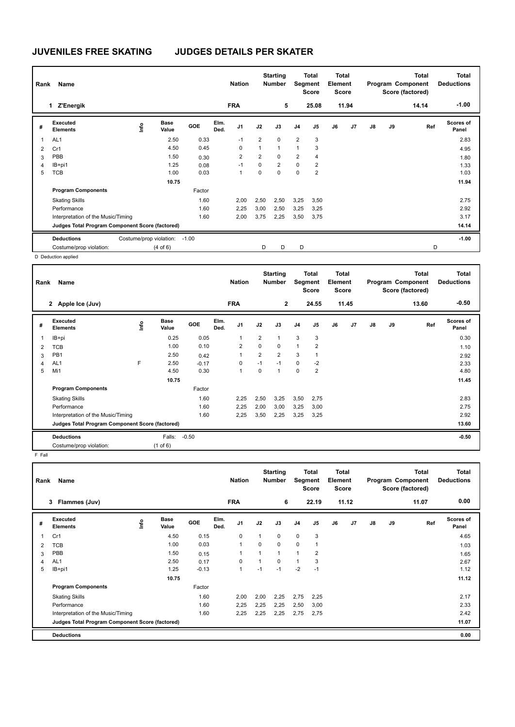# JUVENILES FREE SKATING JUDGES DETAILS PER SKATER

| Rank | Name | Nation | Starting Number | Total Segment Score | Total Element Score | Total Program Component Score (factored) | Total Deductions |
|---|---|---|---|---|---|---|---|
| 1 | Z'Energik | FRA | 5 | 25.08 | 11.94 | 14.14 | -1.00 |

| # | Executed Elements | Info | Base Value | GOE | Elm. Ded. | J1 | J2 | J3 | J4 | J5 | J6 | J7 | J8 | J9 | Ref | Scores of Panel |
|---|---|---|---|---|---|---|---|---|---|---|---|---|---|---|---|---|
| 1 | AL1 | | 2.50 | 0.33 | | -1 | 2 | 0 | 2 | 3 | | | | | | 2.83 |
| 2 | Cr1 | | 4.50 | 0.45 | | 0 | 1 | 1 | 1 | 3 | | | | | | 4.95 |
| 3 | PBB | | 1.50 | 0.30 | | 2 | 2 | 0 | 2 | 4 | | | | | | 1.80 |
| 4 | IB+pi1 | | 1.25 | 0.08 | | -1 | 0 | 2 | 0 | 2 | | | | | | 1.33 |
| 5 | TCB | | 1.00 | 0.03 | | 1 | 0 | 0 | 0 | 2 | | | | | | 1.03 |
| | | | 10.75 | | | | | | | | | | | | | 11.94 |
| | **Program Components** | | | Factor | | | | | | | | | | | | |
| | Skating Skills | | | 1.60 | | 2,00 | 2,50 | 2,50 | 3,25 | 3,50 | | | | | | 2.75 |
| | Performance | | | 1.60 | | 2,25 | 3,00 | 2,50 | 3,25 | 3,25 | | | | | | 2.92 |
| | Interpretation of the Music/Timing | | | 1.60 | | 2,00 | 3,75 | 2,25 | 3,50 | 3,75 | | | | | | 3.17 |
| | **Judges Total Program Component Score (factored)** | | | | | | | | | | | | | | | 14.14 |
| | **Deductions** | | Costume/prop violation: | -1.00 | | | | | | | | | | | | -1.00 |
| | Costume/prop violation: | | (4 of 6) | | | | D | D | D | | | | | | D | |

D Deduction applied

| Rank | Name | Nation | Starting Number | Total Segment Score | Total Element Score | Total Program Component Score (factored) | Total Deductions |
|---|---|---|---|---|---|---|---|
| 2 | Apple Ice (Juv) | FRA | 2 | 24.55 | 11.45 | 13.60 | -0.50 |

| # | Executed Elements | Info | Base Value | GOE | Elm. Ded. | J1 | J2 | J3 | J4 | J5 | J6 | J7 | J8 | J9 | Ref | Scores of Panel |
|---|---|---|---|---|---|---|---|---|---|---|---|---|---|---|---|---|
| 1 | IB+pi | | 0.25 | 0.05 | | 1 | 2 | 1 | 3 | 3 | | | | | | 0.30 |
| 2 | TCB | | 1.00 | 0.10 | | 2 | 0 | 0 | 1 | 2 | | | | | | 1.10 |
| 3 | PB1 | | 2.50 | 0.42 | | 1 | 2 | 2 | 3 | 1 | | | | | | 2.92 |
| 4 | AL1 | F | 2.50 | -0.17 | | 0 | -1 | -1 | 0 | -2 | | | | | | 2.33 |
| 5 | Mi1 | | 4.50 | 0.30 | | 1 | 0 | 1 | 0 | 2 | | | | | | 4.80 |
| | | | 10.75 | | | | | | | | | | | | | 11.45 |
| | **Program Components** | | | Factor | | | | | | | | | | | | |
| | Skating Skills | | | 1.60 | | 2,25 | 2,50 | 3,25 | 3,50 | 2,75 | | | | | | 2.83 |
| | Performance | | | 1.60 | | 2,25 | 2,00 | 3,00 | 3,25 | 3,00 | | | | | | 2.75 |
| | Interpretation of the Music/Timing | | | 1.60 | | 2,25 | 3,50 | 2,25 | 3,25 | 3,25 | | | | | | 2.92 |
| | **Judges Total Program Component Score (factored)** | | | | | | | | | | | | | | | 13.60 |
| | **Deductions** | | Falls: | -0.50 | | | | | | | | | | | | -0.50 |
| | Costume/prop violation: | | (1 of 6) | | | | | | | | | | | | | |

F Fall

| Rank | Name | Nation | Starting Number | Total Segment Score | Total Element Score | Total Program Component Score (factored) | Total Deductions |
|---|---|---|---|---|---|---|---|
| 3 | Flammes (Juv) | FRA | 6 | 22.19 | 11.12 | 11.07 | 0.00 |

| # | Executed Elements | Info | Base Value | GOE | Elm. Ded. | J1 | J2 | J3 | J4 | J5 | J6 | J7 | J8 | J9 | Ref | Scores of Panel |
|---|---|---|---|---|---|---|---|---|---|---|---|---|---|---|---|---|
| 1 | Cr1 | | 4.50 | 0.15 | | 0 | 1 | 0 | 0 | 3 | | | | | | 4.65 |
| 2 | TCB | | 1.00 | 0.03 | | 1 | 0 | 0 | 0 | 1 | | | | | | 1.03 |
| 3 | PBB | | 1.50 | 0.15 | | 1 | 1 | 1 | 1 | 2 | | | | | | 1.65 |
| 4 | AL1 | | 2.50 | 0.17 | | 0 | 1 | 0 | 1 | 3 | | | | | | 2.67 |
| 5 | IB+pi1 | | 1.25 | -0.13 | | 1 | -1 | -1 | -2 | -1 | | | | | | 1.12 |
| | | | 10.75 | | | | | | | | | | | | | 11.12 |
| | **Program Components** | | | Factor | | | | | | | | | | | | |
| | Skating Skills | | | 1.60 | | 2,00 | 2,00 | 2,25 | 2,75 | 2,25 | | | | | | 2.17 |
| | Performance | | | 1.60 | | 2,25 | 2,25 | 2,25 | 2,50 | 3,00 | | | | | | 2.33 |
| | Interpretation of the Music/Timing | | | 1.60 | | 2,25 | 2,25 | 2,25 | 2,75 | 2,75 | | | | | | 2.42 |
| | **Judges Total Program Component Score (factored)** | | | | | | | | | | | | | | | 11.07 |
| | **Deductions** | | | | | | | | | | | | | | | 0.00 |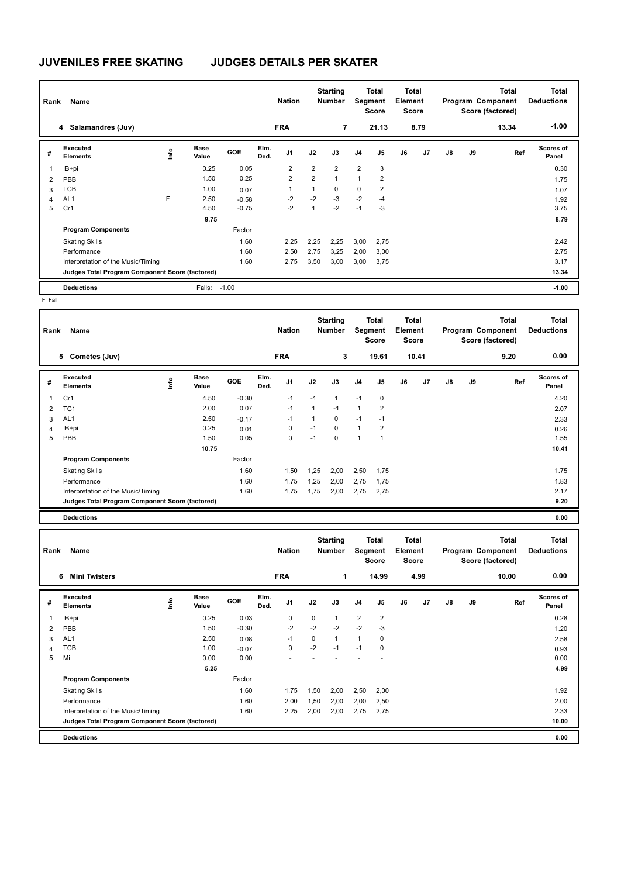# JUVENILES FREE SKATING JUDGES DETAILS PER SKATER

| Rank | Name | Nation | Starting Number | Total Segment Score | Total Element Score | Total Program Component Score (factored) | Total Deductions |
|---|---|---|---|---|---|---|---|
| 4 | Salamandres (Juv) | FRA | 7 | 21.13 | 8.79 | 13.34 | -1.00 |

| # | Executed Elements | Info | Base Value | GOE | Elm. Ded. | J1 | J2 | J3 | J4 | J5 | J6 | J7 | J8 | J9 | Ref | Scores of Panel |
|---|---|---|---|---|---|---|---|---|---|---|---|---|---|---|---|---|
| 1 | IB+pi | | 0.25 | 0.05 | | 2 | 2 | 2 | 2 | 3 | | | | | | 0.30 |
| 2 | PBB | | 1.50 | 0.25 | | 2 | 2 | 1 | 1 | 2 | | | | | | 1.75 |
| 3 | TCB | | 1.00 | 0.07 | | 1 | 1 | 0 | 0 | 2 | | | | | | 1.07 |
| 4 | AL1 | F | 2.50 | -0.58 | | -2 | -2 | -3 | -2 | -4 | | | | | | 1.92 |
| 5 | Cr1 | | 4.50 | -0.75 | | -2 | 1 | -2 | -1 | -3 | | | | | | 3.75 |
| | | | 9.75 | | | | | | | | | | | | | 8.79 |
| | **Program Components** | | | Factor | | | | | | | | | | | | |
| | Skating Skills | | | 1.60 | | 2,25 | 2,25 | 2,25 | 3,00 | 2,75 | | | | | | 2.42 |
| | Performance | | | 1.60 | | 2,50 | 2,75 | 3,25 | 2,00 | 3,00 | | | | | | 2.75 |
| | Interpretation of the Music/Timing | | | 1.60 | | 2,75 | 3,50 | 3,00 | 3,00 | 3,75 | | | | | | 3.17 |
| | **Judges Total Program Component Score (factored)** | | | | | | | | | | | | | | | 13.34 |
| | **Deductions** | | Falls: | -1.00 | | | | | | | | | | | | -1.00 |

F Fall

| Rank | Name | Nation | Starting Number | Total Segment Score | Total Element Score | Total Program Component Score (factored) | Total Deductions |
|---|---|---|---|---|---|---|---|
| 5 | Comètes (Juv) | FRA | 3 | 19.61 | 10.41 | 9.20 | 0.00 |

| # | Executed Elements | Info | Base Value | GOE | Elm. Ded. | J1 | J2 | J3 | J4 | J5 | J6 | J7 | J8 | J9 | Ref | Scores of Panel |
|---|---|---|---|---|---|---|---|---|---|---|---|---|---|---|---|---|
| 1 | Cr1 | | 4.50 | -0.30 | | -1 | -1 | 1 | -1 | 0 | | | | | | 4.20 |
| 2 | TC1 | | 2.00 | 0.07 | | -1 | 1 | -1 | 1 | 2 | | | | | | 2.07 |
| 3 | AL1 | | 2.50 | -0.17 | | -1 | 1 | 0 | -1 | -1 | | | | | | 2.33 |
| 4 | IB+pi | | 0.25 | 0.01 | | 0 | -1 | 0 | 1 | 2 | | | | | | 0.26 |
| 5 | PBB | | 1.50 | 0.05 | | 0 | -1 | 0 | 1 | 1 | | | | | | 1.55 |
| | | | 10.75 | | | | | | | | | | | | | 10.41 |
| | **Program Components** | | | Factor | | | | | | | | | | | | |
| | Skating Skills | | | 1.60 | | 1,50 | 1,25 | 2,00 | 2,50 | 1,75 | | | | | | 1.75 |
| | Performance | | | 1.60 | | 1,75 | 1,25 | 2,00 | 2,75 | 1,75 | | | | | | 1.83 |
| | Interpretation of the Music/Timing | | | 1.60 | | 1,75 | 1,75 | 2,00 | 2,75 | 2,75 | | | | | | 2.17 |
| | **Judges Total Program Component Score (factored)** | | | | | | | | | | | | | | | 9.20 |
| | **Deductions** | | | | | | | | | | | | | | | 0.00 |

| Rank | Name | Nation | Starting Number | Total Segment Score | Total Element Score | Total Program Component Score (factored) | Total Deductions |
|---|---|---|---|---|---|---|---|
| 6 | Mini Twisters | FRA | 1 | 14.99 | 4.99 | 10.00 | 0.00 |

| # | Executed Elements | Info | Base Value | GOE | Elm. Ded. | J1 | J2 | J3 | J4 | J5 | J6 | J7 | J8 | J9 | Ref | Scores of Panel |
|---|---|---|---|---|---|---|---|---|---|---|---|---|---|---|---|---|
| 1 | IB+pi | | 0.25 | 0.03 | | 0 | 0 | 1 | 2 | 2 | | | | | | 0.28 |
| 2 | PBB | | 1.50 | -0.30 | | -2 | -2 | -2 | -2 | -3 | | | | | | 1.20 |
| 3 | AL1 | | 2.50 | 0.08 | | -1 | 0 | 1 | 1 | 0 | | | | | | 2.58 |
| 4 | TCB | | 1.00 | -0.07 | | 0 | -2 | -1 | -1 | 0 | | | | | | 0.93 |
| 5 | Mi | | 0.00 | 0.00 | | - | - | - | - | - | | | | | | 0.00 |
| | | | 5.25 | | | | | | | | | | | | | 4.99 |
| | **Program Components** | | | Factor | | | | | | | | | | | | |
| | Skating Skills | | | 1.60 | | 1,75 | 1,50 | 2,00 | 2,50 | 2,00 | | | | | | 1.92 |
| | Performance | | | 1.60 | | 2,00 | 1,50 | 2,00 | 2,00 | 2,50 | | | | | | 2.00 |
| | Interpretation of the Music/Timing | | | 1.60 | | 2,25 | 2,00 | 2,00 | 2,75 | 2,75 | | | | | | 2.33 |
| | **Judges Total Program Component Score (factored)** | | | | | | | | | | | | | | | 10.00 |
| | **Deductions** | | | | | | | | | | | | | | | 0.00 |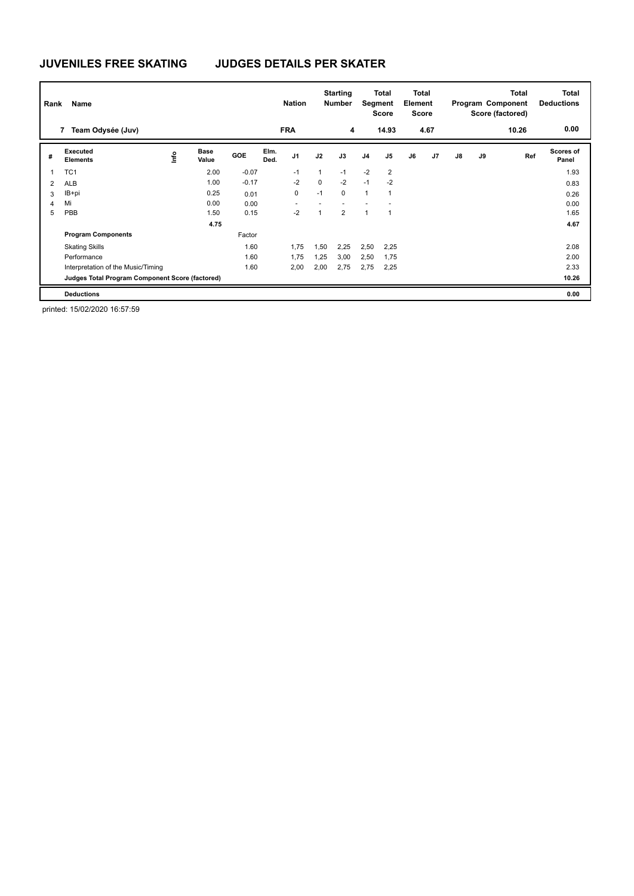# JUVENILES FREE SKATING JUDGES DETAILS PER SKATER

| Rank | Name | | | | Nation | | Starting Number | | Total Segment Score | | Total Element Score | | | | Total Program Component Score (factored) | Total Deductions |
|---|---|---|---|---|---|---|---|---|---|---|---|---|---|---|---|---|
| 7 | Team Odysée (Juv) | | | | FRA | | 4 | | 14.93 | | 4.67 | | | | 10.26 | 0.00 |

| # | Executed Elements | Info | Base Value | GOE | Elm. Ded. | J1 | J2 | J3 | J4 | J5 | J6 | J7 | J8 | J9 | Ref | Scores of Panel |
|---|---|---|---|---|---|---|---|---|---|---|---|---|---|---|---|---|
| 1 | TC1 | | 2.00 | -0.07 | | -1 | 1 | -1 | -2 | 2 | | | | | | 1.93 |
| 2 | ALB | | 1.00 | -0.17 | | -2 | 0 | -2 | -1 | -2 | | | | | | 0.83 |
| 3 | IB+pi | | 0.25 | 0.01 | | 0 | -1 | 0 | 1 | 1 | | | | | | 0.26 |
| 4 | Mi | | 0.00 | 0.00 | | - | - | - | - | - | | | | | | 0.00 |
| 5 | PBB | | 1.50 | 0.15 | | -2 | 1 | 2 | 1 | 1 | | | | | | 1.65 |
| | | | 4.75 | | | | | | | | | | | | | 4.67 |
| | **Program Components** | | | Factor | | | | | | | | | | | | |
| | Skating Skills | | | 1.60 | | 1,75 | 1,50 | 2,25 | 2,50 | 2,25 | | | | | | 2.08 |
| | Performance | | | 1.60 | | 1,75 | 1,25 | 3,00 | 2,50 | 1,75 | | | | | | 2.00 |
| | Interpretation of the Music/Timing | | | 1.60 | | 2,00 | 2,00 | 2,75 | 2,75 | 2,25 | | | | | | 2.33 |
| | **Judges Total Program Component Score (factored)** | | | | | | | | | | | | | | | 10.26 |
| | **Deductions** | | | | | | | | | | | | | | | 0.00 |

printed: 15/02/2020 16:57:59